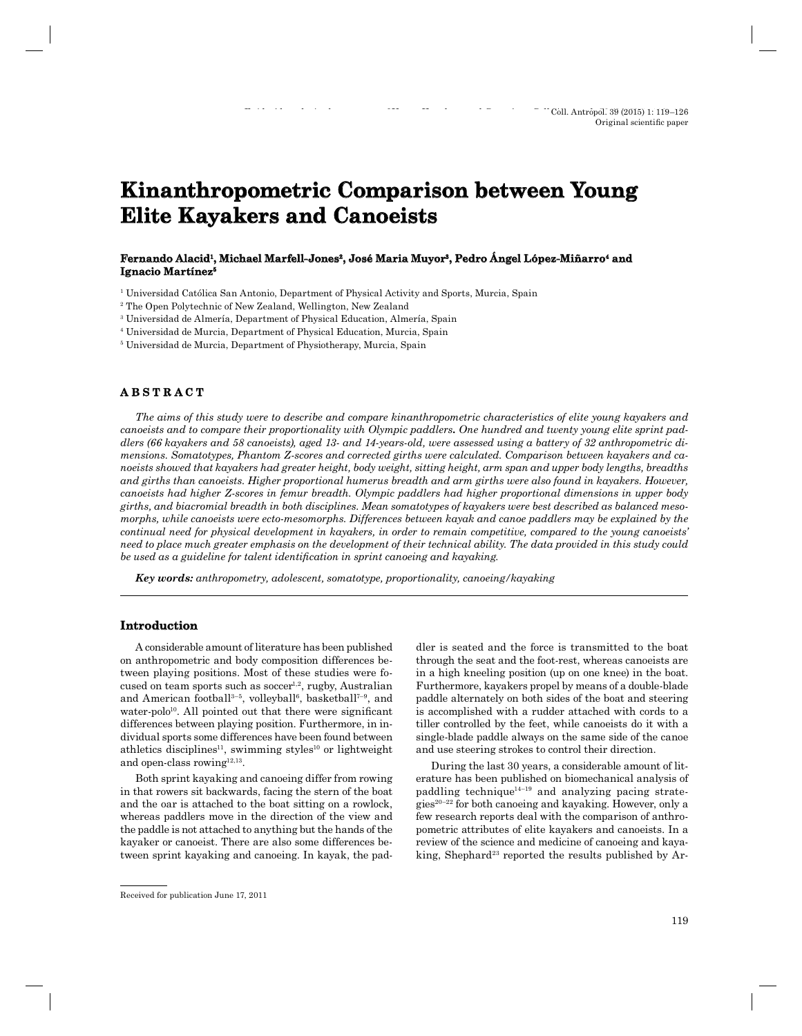Original scientific paper

# Kinanthropometric Comparison between Young Elite Kayakers and Canoeists

**Fernando Alacid[1], Michael Marfell-Jones[2], José Maria Muyor[3], Pedro Ángel López-Miñarro[4] and Ignacio Martínez[5]**

[1] Universidad Católica San Antonio, Department of Physical Activity and Sports, Murcia, Spain
[2] The Open Polytechnic of New Zealand, Wellington, New Zealand
[3] Universidad de Almería, Department of Physical Education, Almería, Spain
[4] Universidad de Murcia, Department of Physical Education, Murcia, Spain
[5] Universidad de Murcia, Department of Physiotherapy, Murcia, Spain

## ABSTRACT

*The aims of this study were to describe and compare kinanthropometric characteristics of elite young kayakers and canoeists and to compare their proportionality with Olympic paddlers. One hundred and twenty young elite sprint paddlers (66 kayakers and 58 canoeists), aged 13- and 14-years-old, were assessed using a battery of 32 anthropometric dimensions. Somatotypes, Phantom Z-scores and corrected girths were calculated. Comparison between kayakers and canoeists showed that kayakers had greater height, body weight, sitting height, arm span and upper body lengths, breadths and girths than canoeists. Higher proportional humerus breadth and arm girths were also found in kayakers. However, canoeists had higher Z-scores in femur breadth. Olympic paddlers had higher proportional dimensions in upper body girths, and biacromial breadth in both disciplines. Mean somatotypes of kayakers were best described as balanced mesomorphs, while canoeists were ecto-mesomorphs. Differences between kayak and canoe paddlers may be explained by the continual need for physical development in kayakers, in order to remain competitive, compared to the young canoeists' need to place much greater emphasis on the development of their technical ability. The data provided in this study could be used as a guideline for talent identification in sprint canoeing and kayaking.*

***Key words:*** *anthropometry, adolescent, somatotype, proportionality, canoeing/kayaking*

## Introduction

A considerable amount of literature has been published on anthropometric and body composition differences between playing positions. Most of these studies were focused on team sports such as soccer[1,2], rugby, Australian and American football[3–5], volleyball[6], basketball[7–9], and water-polo[10]. All pointed out that there were significant differences between playing position. Furthermore, in individual sports some differences have been found between athletics disciplines[11], swimming styles[10] or lightweight and open-class rowing[12,13].

Both sprint kayaking and canoeing differ from rowing in that rowers sit backwards, facing the stern of the boat and the oar is attached to the boat sitting on a rowlock, whereas paddlers move in the direction of the view and the paddle is not attached to anything but the hands of the kayaker or canoeist. There are also some differences between sprint kayaking and canoeing. In kayak, the paddler is seated and the force is transmitted to the boat through the seat and the foot-rest, whereas canoeists are in a high kneeling position (up on one knee) in the boat. Furthermore, kayakers propel by means of a double-blade paddle alternately on both sides of the boat and steering is accomplished with a rudder attached with cords to a tiller controlled by the feet, while canoeists do it with a single-blade paddle always on the same side of the canoe and use steering strokes to control their direction.

During the last 30 years, a considerable amount of literature has been published on biomechanical analysis of paddling technique[14–19] and analyzing pacing strategies[20–22] for both canoeing and kayaking. However, only a few research reports deal with the comparison of anthropometric attributes of elite kayakers and canoeists. In a review of the science and medicine of canoeing and kayaking, Shephard[23] reported the results published by Ar-

Received for publication June 17, 2011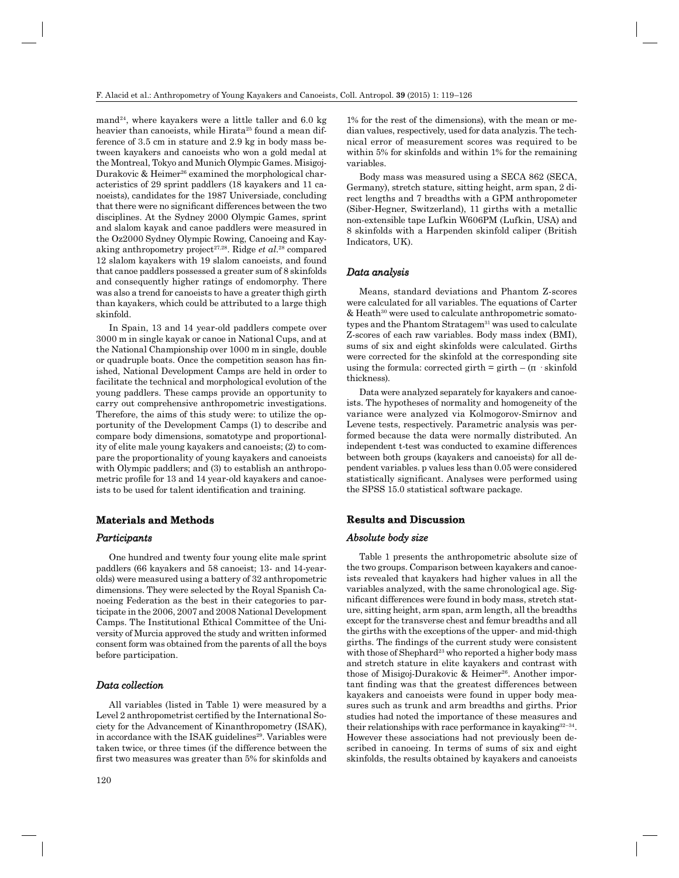mand[24], where kayakers were a little taller and 6.0 kg heavier than canoeists, while Hirata[25] found a mean difference of 3.5 cm in stature and 2.9 kg in body mass between kayakers and canoeists who won a gold medal at the Montreal, Tokyo and Munich Olympic Games. Misigoj-Durakovic & Heimer[26] examined the morphological characteristics of 29 sprint paddlers (18 kayakers and 11 canoeists), candidates for the 1987 Universiade, concluding that there were no significant differences between the two disciplines. At the Sydney 2000 Olympic Games, sprint and slalom kayak and canoe paddlers were measured in the Oz2000 Sydney Olympic Rowing, Canoeing and Kayaking anthropometry project[27,28]. Ridge *et al.*[28] compared 12 slalom kayakers with 19 slalom canoeists, and found that canoe paddlers possessed a greater sum of 8 skinfolds and consequently higher ratings of endomorphy. There was also a trend for canoeists to have a greater thigh girth than kayakers, which could be attributed to a large thigh skinfold.

In Spain, 13 and 14 year-old paddlers compete over 3000 m in single kayak or canoe in National Cups, and at the National Championship over 1000 m in single, double or quadruple boats. Once the competition season has finished, National Development Camps are held in order to facilitate the technical and morphological evolution of the young paddlers. These camps provide an opportunity to carry out comprehensive anthropometric investigations. Therefore, the aims of this study were: to utilize the opportunity of the Development Camps (1) to describe and compare body dimensions, somatotype and proportionality of elite male young kayakers and canoeists; (2) to compare the proportionality of young kayakers and canoeists with Olympic paddlers; and (3) to establish an anthropometric profile for 13 and 14 year-old kayakers and canoeists to be used for talent identification and training.

## Materials and Methods

### *Participants*

One hundred and twenty four young elite male sprint paddlers (66 kayakers and 58 canoeist; 13- and 14-year-olds) were measured using a battery of 32 anthropometric dimensions. They were selected by the Royal Spanish Canoeing Federation as the best in their categories to participate in the 2006, 2007 and 2008 National Development Camps. The Institutional Ethical Committee of the University of Murcia approved the study and written informed consent form was obtained from the parents of all the boys before participation.

### *Data collection*

All variables (listed in Table 1) were measured by a Level 2 anthropometrist certified by the International Society for the Advancement of Kinanthropometry (ISAK), in accordance with the ISAK guidelines[29]. Variables were taken twice, or three times (if the difference between the first two measures was greater than 5% for skinfolds and 1% for the rest of the dimensions), with the mean or median values, respectively, used for data analyzis. The technical error of measurement scores was required to be within 5% for skinfolds and within 1% for the remaining variables.

Body mass was measured using a SECA 862 (SECA, Germany), stretch stature, sitting height, arm span, 2 direct lengths and 7 breadths with a GPM anthropometer (Siber-Hegner, Switzerland), 11 girths with a metallic non-extensible tape Lufkin W606PM (Lufkin, USA) and 8 skinfolds with a Harpenden skinfold caliper (British Indicators, UK).

### *Data analysis*

Means, standard deviations and Phantom Z-scores were calculated for all variables. The equations of Carter & Heath[30] were used to calculate anthropometric somatotypes and the Phantom Stratagem[31] was used to calculate Z-scores of each raw variables. Body mass index (BMI), sums of six and eight skinfolds were calculated. Girths were corrected for the skinfold at the corresponding site using the formula: corrected girth = girth – ($\pi \cdot$ skinfold thickness).

Data were analyzed separately for kayakers and canoeists. The hypotheses of normality and homogeneity of the variance were analyzed via Kolmogorov-Smirnov and Levene tests, respectively. Parametric analysis was performed because the data were normally distributed. An independent t-test was conducted to examine differences between both groups (kayakers and canoeists) for all dependent variables. p values less than 0.05 were considered statistically significant. Analyses were performed using the SPSS 15.0 statistical software package.

## Results and Discussion

### *Absolute body size*

Table 1 presents the anthropometric absolute size of the two groups. Comparison between kayakers and canoeists revealed that kayakers had higher values in all the variables analyzed, with the same chronological age. Significant differences were found in body mass, stretch stature, sitting height, arm span, arm length, all the breadths except for the transverse chest and femur breadths and all the girths with the exceptions of the upper- and mid-thigh girths. The findings of the current study were consistent with those of Shephard[23] who reported a higher body mass and stretch stature in elite kayakers and contrast with those of Misigoj-Durakovic & Heimer[26]. Another important finding was that the greatest differences between kayakers and canoeists were found in upper body measures such as trunk and arm breadths and girths. Prior studies had noted the importance of these measures and their relationships with race performance in kayaking[32–34]. However these associations had not previously been described in canoeing. In terms of sums of six and eight skinfolds, the results obtained by kayakers and canoeists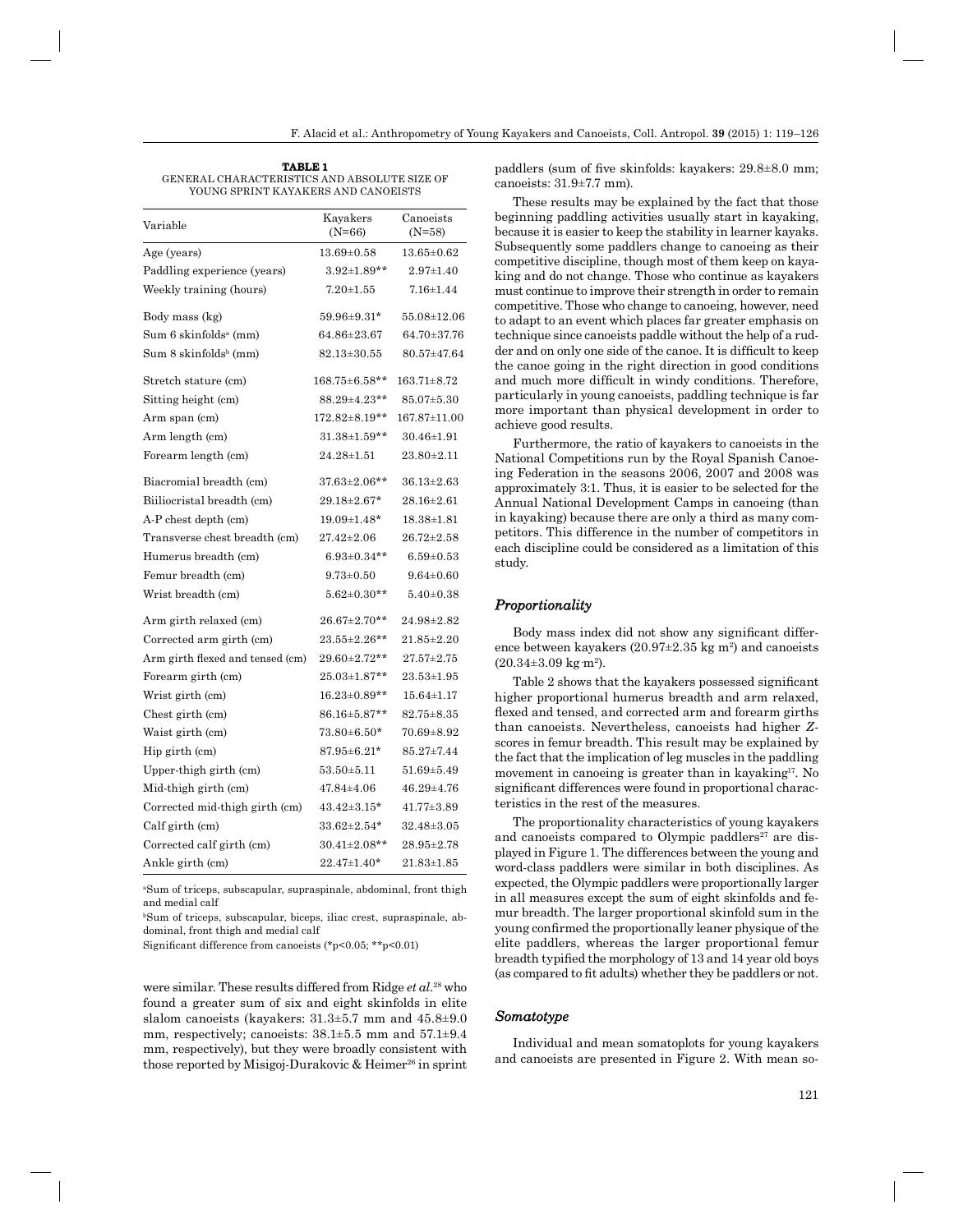**TABLE 1**
GENERAL CHARACTERISTICS AND ABSOLUTE SIZE OF YOUNG SPRINT KAYAKERS AND CANOEISTS

| Variable | Kayakers (N=66) | Canoeists (N=58) |
|---|---|---|
| Age (years) | 13.69±0.58 | 13.65±0.62 |
| Paddling experience (years) | 3.92±1.89** | 2.97±1.40 |
| Weekly training (hours) | 7.20±1.55 | 7.16±1.44 |
| Body mass (kg) | 59.96±9.31* | 55.08±12.06 |
| Sum 6 skinfolds[a] (mm) | 64.86±23.67 | 64.70±37.76 |
| Sum 8 skinfolds[b] (mm) | 82.13±30.55 | 80.57±47.64 |
| Stretch stature (cm) | 168.75±6.58** | 163.71±8.72 |
| Sitting height (cm) | 88.29±4.23** | 85.07±5.30 |
| Arm span (cm) | 172.82±8.19** | 167.87±11.00 |
| Arm length (cm) | 31.38±1.59** | 30.46±1.91 |
| Forearm length (cm) | 24.28±1.51 | 23.80±2.11 |
| Biacromial breadth (cm) | 37.63±2.06** | 36.13±2.63 |
| Biiliocristal breadth (cm) | 29.18±2.67* | 28.16±2.61 |
| A-P chest depth (cm) | 19.09±1.48* | 18.38±1.81 |
| Transverse chest breadth (cm) | 27.42±2.06 | 26.72±2.58 |
| Humerus breadth (cm) | 6.93±0.34** | 6.59±0.53 |
| Femur breadth (cm) | 9.73±0.50 | 9.64±0.60 |
| Wrist breadth (cm) | 5.62±0.30** | 5.40±0.38 |
| Arm girth relaxed (cm) | 26.67±2.70** | 24.98±2.82 |
| Corrected arm girth (cm) | 23.55±2.26** | 21.85±2.20 |
| Arm girth flexed and tensed (cm) | 29.60±2.72** | 27.57±2.75 |
| Forearm girth (cm) | 25.03±1.87** | 23.53±1.95 |
| Wrist girth (cm) | 16.23±0.89** | 15.64±1.17 |
| Chest girth (cm) | 86.16±5.87** | 82.75±8.35 |
| Waist girth (cm) | 73.80±6.50* | 70.69±8.92 |
| Hip girth (cm) | 87.95±6.21* | 85.27±7.44 |
| Upper-thigh girth (cm) | 53.50±5.11 | 51.69±5.49 |
| Mid-thigh girth (cm) | 47.84±4.06 | 46.29±4.76 |
| Corrected mid-thigh girth (cm) | 43.42±3.15* | 41.77±3.89 |
| Calf girth (cm) | 33.62±2.54* | 32.48±3.05 |
| Corrected calf girth (cm) | 30.41±2.08** | 28.95±2.78 |
| Ankle girth (cm) | 22.47±1.40* | 21.83±1.85 |

[a]Sum of triceps, subscapular, supraspinale, abdominal, front thigh and medial calf

[b]Sum of triceps, subscapular, biceps, iliac crest, supraspinale, abdominal, front thigh and medial calf

Significant difference from canoeists (*p<0.05; **p<0.01)

were similar. These results differed from Ridge *et al.*[28] who found a greater sum of six and eight skinfolds in elite slalom canoeists (kayakers: 31.3±5.7 mm and 45.8±9.0 mm, respectively; canoeists: 38.1±5.5 mm and 57.1±9.4 mm, respectively), but they were broadly consistent with those reported by Misigoj-Durakovic & Heimer[26] in sprint paddlers (sum of five skinfolds: kayakers: 29.8±8.0 mm; canoeists: 31.9±7.7 mm).

These results may be explained by the fact that those beginning paddling activities usually start in kayaking, because it is easier to keep the stability in learner kayaks. Subsequently some paddlers change to canoeing as their competitive discipline, though most of them keep on kayaking and do not change. Those who continue as kayakers must continue to improve their strength in order to remain competitive. Those who change to canoeing, however, need to adapt to an event which places far greater emphasis on technique since canoeists paddle without the help of a rudder and on only one side of the canoe. It is difficult to keep the canoe going in the right direction in good conditions and much more difficult in windy conditions. Therefore, particularly in young canoeists, paddling technique is far more important than physical development in order to achieve good results.

Furthermore, the ratio of kayakers to canoeists in the National Competitions run by the Royal Spanish Canoeing Federation in the seasons 2006, 2007 and 2008 was approximately 3:1. Thus, it is easier to be selected for the Annual National Development Camps in canoeing (than in kayaking) because there are only a third as many competitors. This difference in the number of competitors in each discipline could be considered as a limitation of this study.

### *Proportionality*

Body mass index did not show any significant difference between kayakers (20.97±2.35 kg m$^2$) and canoeists (20.34±3.09 kg·m$^2$).

Table 2 shows that the kayakers possessed significant higher proportional humerus breadth and arm relaxed, flexed and tensed, and corrected arm and forearm girths than canoeists. Nevertheless, canoeists had higher *Z*-scores in femur breadth. This result may be explained by the fact that the implication of leg muscles in the paddling movement in canoeing is greater than in kayaking[17]. No significant differences were found in proportional characteristics in the rest of the measures.

The proportionality characteristics of young kayakers and canoeists compared to Olympic paddlers[27] are displayed in Figure 1. The differences between the young and word-class paddlers were similar in both disciplines. As expected, the Olympic paddlers were proportionally larger in all measures except the sum of eight skinfolds and femur breadth. The larger proportional skinfold sum in the young confirmed the proportionally leaner physique of the elite paddlers, whereas the larger proportional femur breadth typified the morphology of 13 and 14 year old boys (as compared to fit adults) whether they be paddlers or not.

### *Somatotype*

Individual and mean somatoplots for young kayakers and canoeists are presented in Figure 2. With mean so-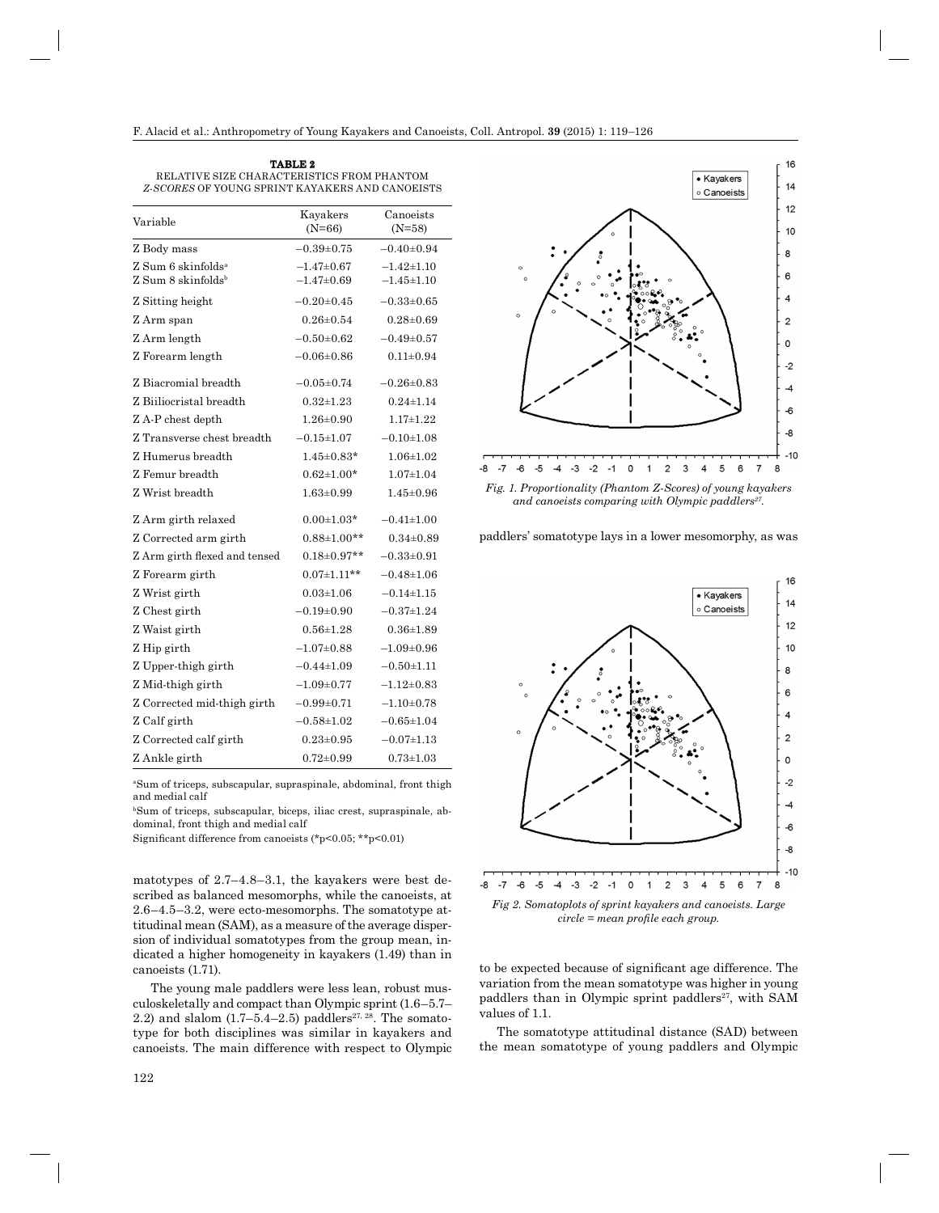**TABLE 2**
RELATIVE SIZE CHARACTERISTICS FROM PHANTOM *Z-SCORES* OF YOUNG SPRINT KAYAKERS AND CANOEISTS

| Variable | Kayakers (N=66) | Canoeists (N=58) |
|---|---|---|
| Z Body mass | −0.39±0.75 | −0.40±0.94 |
| Z Sum 6 skinfolds[a] | −1.47±0.67 | −1.42±1.10 |
| Z Sum 8 skinfolds[b] | −1.47±0.69 | −1.45±1.10 |
| Z Sitting height | −0.20±0.45 | −0.33±0.65 |
| Z Arm span | 0.26±0.54 | 0.28±0.69 |
| Z Arm length | −0.50±0.62 | −0.49±0.57 |
| Z Forearm length | −0.06±0.86 | 0.11±0.94 |
| Z Biacromial breadth | −0.05±0.74 | −0.26±0.83 |
| Z Biiliocristal breadth | 0.32±1.23 | 0.24±1.14 |
| Z A-P chest depth | 1.26±0.90 | 1.17±1.22 |
| Z Transverse chest breadth | −0.15±1.07 | −0.10±1.08 |
| Z Humerus breadth | 1.45±0.83* | 1.06±1.02 |
| Z Femur breadth | 0.62±1.00* | 1.07±1.04 |
| Z Wrist breadth | 1.63±0.99 | 1.45±0.96 |
| Z Arm girth relaxed | 0.00±1.03* | −0.41±1.00 |
| Z Corrected arm girth | 0.88±1.00** | 0.34±0.89 |
| Z Arm girth flexed and tensed | 0.18±0.97** | −0.33±0.91 |
| Z Forearm girth | 0.07±1.11** | −0.48±1.06 |
| Z Wrist girth | 0.03±1.06 | −0.14±1.15 |
| Z Chest girth | −0.19±0.90 | −0.37±1.24 |
| Z Waist girth | 0.56±1.28 | 0.36±1.89 |
| Z Hip girth | −1.07±0.88 | −1.09±0.96 |
| Z Upper-thigh girth | −0.44±1.09 | −0.50±1.11 |
| Z Mid-thigh girth | −1.09±0.77 | −1.12±0.83 |
| Z Corrected mid-thigh girth | −0.99±0.71 | −1.10±0.78 |
| Z Calf girth | −0.58±1.02 | −0.65±1.04 |
| Z Corrected calf girth | 0.23±0.95 | −0.07±1.13 |
| Z Ankle girth | 0.72±0.99 | 0.73±1.03 |

[a]Sum of triceps, subscapular, supraspinale, abdominal, front thigh and medial calf

[b]Sum of triceps, subscapular, biceps, iliac crest, supraspinale, abdominal, front thigh and medial calf

Significant difference from canoeists (*p<0.05; **p<0.01)

matotypes of 2.7–4.8–3.1, the kayakers were best described as balanced mesomorphs, while the canoeists, at 2.6–4.5–3.2, were ecto-mesomorphs. The somatotype attitudinal mean (SAM), as a measure of the average dispersion of individual somatotypes from the group mean, indicated a higher homogeneity in kayakers (1.49) than in canoeists (1.71).

The young male paddlers were less lean, robust musculoskeletally and compact than Olympic sprint (1.6–5.7–2.2) and slalom (1.7–5.4–2.5) paddlers[27, 28]. The somatotype for both disciplines was similar in kayakers and canoeists. The main difference with respect to Olympic paddlers' somatotype lays in a lower mesomorphy, as was to be expected because of significant age difference. The variation from the mean somatotype was higher in young paddlers than in Olympic sprint paddlers[27], with SAM values of 1.1.

*Fig. 1. Proportionality (Phantom Z-Scores) of young kayakers and canoeists comparing with Olympic paddlers[27].*

*Fig 2. Somatoplots of sprint kayakers and canoeists. Large circle = mean profile each group.*

The somatotype attitudinal distance (SAD) between the mean somatotype of young paddlers and Olympic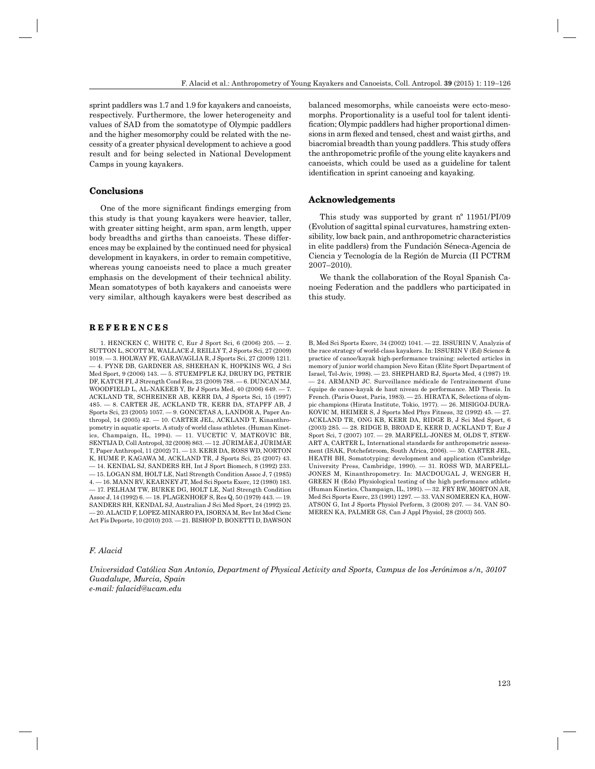sprint paddlers was 1.7 and 1.9 for kayakers and canoeists, respectively. Furthermore, the lower heterogeneity and values of SAD from the somatotype of Olympic paddlers and the higher mesomorphy could be related with the necessity of a greater physical development to achieve a good result and for being selected in National Development Camps in young kayakers.

## Conclusions

One of the more significant findings emerging from this study is that young kayakers were heavier, taller, with greater sitting height, arm span, arm length, upper body breadths and girths than canoeists. These differences may be explained by the continued need for physical development in kayakers, in order to remain competitive, whereas young canoeists need to place a much greater emphasis on the development of their technical ability. Mean somatotypes of both kayakers and canoeists were very similar, although kayakers were best described as balanced mesomorphs, while canoeists were ecto-mesomorphs. Proportionality is a useful tool for talent identification; Olympic paddlers had higher proportional dimensions in arm flexed and tensed, chest and waist girths, and biacromial breadth than young paddlers. This study offers the anthropometric profile of the young elite kayakers and canoeists, which could be used as a guideline for talent identification in sprint canoeing and kayaking.

## Acknowledgements

This study was supported by grant nº 11951/PI/09 (Evolution of sagittal spinal curvatures, hamstring extensibility, low back pain, and anthropometric characteristics in elite paddlers) from the Fundación Séneca-Agencia de Ciencia y Tecnología de la Región de Murcia (II PCTRM 2007–2010).

We thank the collaboration of the Royal Spanish Canoeing Federation and the paddlers who participated in this study.

## REFERENCES

1. HENCKEN C, WHITE C, Eur J Sport Sci, 6 (2006) 205. — 2. SUTTON L, SCOTT M, WALLACE J, REILLY T, J Sports Sci, 27 (2009) 1019. — 3. HOLWAY FE, GARAVAGLIA R, J Sports Sci, 27 (2009) 1211. — 4. PYNE DB, GARDNER AS, SHEEHAN K, HOPKINS WG, J Sci Med Sport, 9 (2006) 143. — 5. STUEMPFLE KJ, DRURY DG, PETRIE DF, KATCH FI, J Strength Cond Res, 23 (2009) 788. — 6. DUNCAN MJ, WOODFIELD L, AL-NAKEEB Y, Br J Sports Med, 40 (2006) 649. — 7. ACKLAND TR, SCHREINER AB, KERR DA, J Sports Sci, 15 (1997) 485. — 8. CARTER JE, ACKLAND TR, KERR DA, STAPFF AB, J Sports Sci, 23 (2005) 1057. — 9. GONCETAS A, LANDOR A, Paper Anthropol, 14 (2005) 42. — 10. CARTER JEL, ACKLAND T, Kinanthropometry in aquatic sports. A study of world class athletes. (Human Kinetics, Champaign, IL, 1994). — 11. VUCETIC V, MATKOVIC BR, SENTIJA D, Coll Antropol, 32 (2008) 863. — 12. JÜRIMÄE J, JÜRIMÄE T, Paper Anthropol, 11 (2002) 71. — 13. KERR DA, ROSS WD, NORTON K, HUME P, KAGAWA M, ACKLAND TR, J Sports Sci, 25 (2007) 43. — 14. KENDAL SJ, SANDERS RH, Int J Sport Biomech, 8 (1992) 233. — 15. LOGAN SM, HOLT LE, Natl Strength Condition Assoc J, 7 (1985) 4. — 16. MANN RV, KEARNEY JT, Med Sci Sports Exerc, 12 (1980) 183. — 17. PELHAM TW, BURKE DG, HOLT LE, Natl Strength Condition Assoc J, 14 (1992) 6. — 18. PLAGENHOEF S, Res Q, 50 (1979) 443. — 19. SANDERS RH, KENDAL SJ, Australian J Sci Med Sport, 24 (1992) 25. — 20. ALACID F, LOPEZ-MINARRO PA, ISORNA M, Rev Int Med Cienc Act Fís Deporte, 10 (2010) 203. — 21. BISHOP D, BONETTI D, DAWSON B, Med Sci Sports Exerc, 34 (2002) 1041. — 22. ISSURIN V, Analyzis of the race strategy of world-class kayakers. In: ISSURIN V (Ed) Science & practice of canoe/kayak high-performance training: selected articles in memory of junior world champion Nevo Eitan (Elite Sport Department of Israel, Tel-Aviv, 1998). — 23. SHEPHARD RJ, Sports Med, 4 (1987) 19. — 24. ARMAND JC. Surveillance médicale de l'entrainement d'une équipe de canoe-kayak de haut niveau de performance. MD Thesis. In French. (Paris Ouest, Paris, 1983). — 25. HIRATA K, Selections of olympic champions (Hirata Institute, Tokio, 1977). — 26. MISIGOJ-DURAKOVIC M, HEIMER S, J Sports Med Phys Fitness, 32 (1992) 45. — 27. ACKLAND TR, ONG KB, KERR DA, RIDGE B, J Sci Med Sport, 6 (2003) 285. — 28. RIDGE B, BROAD E, KERR D, ACKLAND T, Eur J Sport Sci, 7 (2007) 107. — 29. MARFELL-JONES M, OLDS T, STEWART A, CARTER L, International standards for anthropometric assessment (ISAK, Potchefstroom, South Africa, 2006). — 30. CARTER JEL, HEATH BH, Somatotyping: development and application (Cambridge University Press, Cambridge, 1990). — 31. ROSS WD, MARFELL-JONES M, Kinanthropometry. In: MACDOUGAL J, WENGER H, GREEN H (Eds) Physiological testing of the high performance athlete (Human Kinetics, Champaign, IL, 1991). — 32. FRY RW, MORTON AR, Med Sci Sports Exerc, 23 (1991) 1297. — 33. VAN SOMEREN KA, HOWATSON G, Int J Sports Physiol Perform, 3 (2008) 207. — 34. VAN SOMEREN KA, PALMER GS, Can J Appl Physiol, 28 (2003) 505.

*F. Alacid*

*Universidad Católica San Antonio, Department of Physical Activity and Sports, Campus de los Jerónimos s/n, 30107 Guadalupe, Murcia, Spain*
*e-mail: falacid@ucam.edu*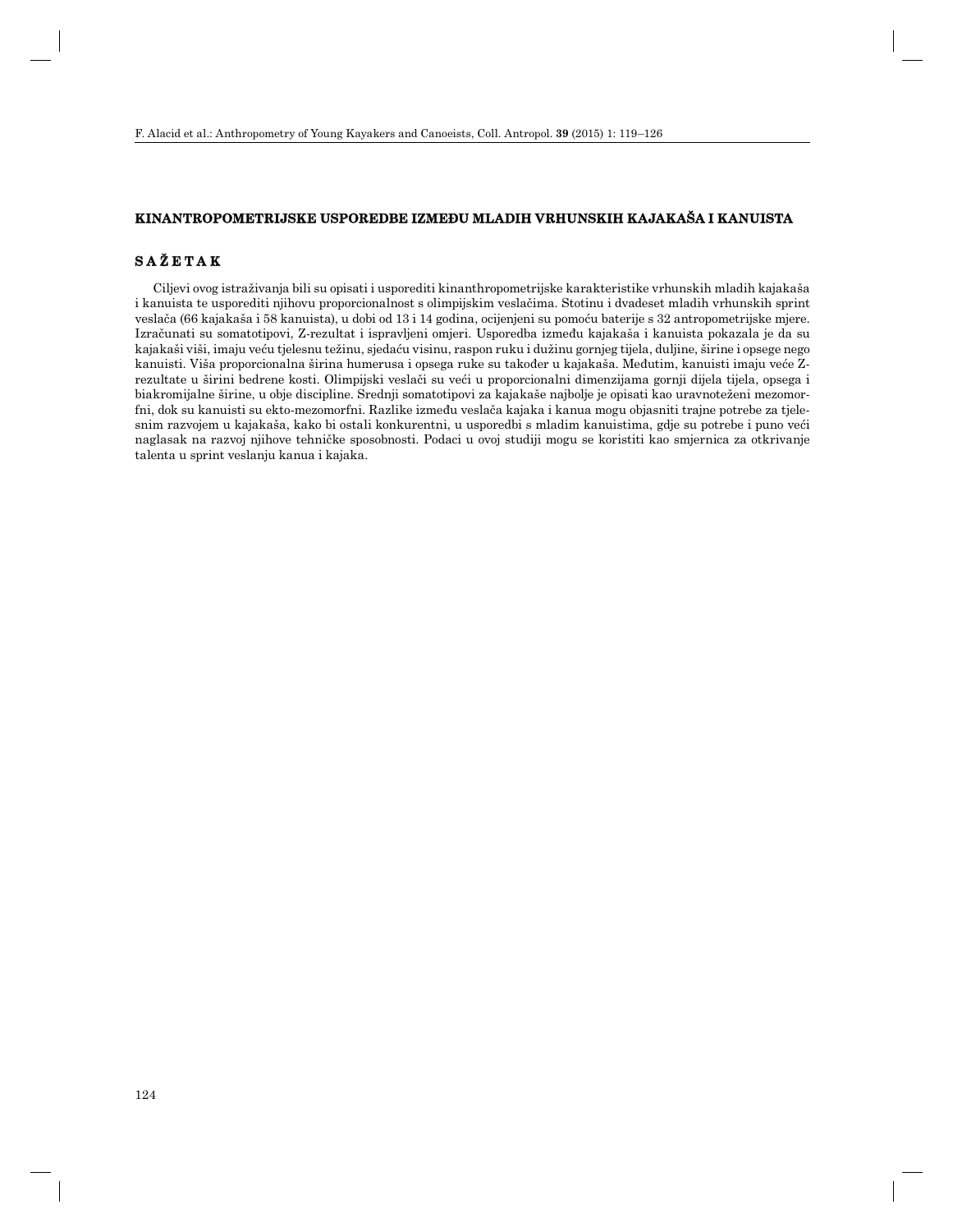## KINANTROPOMETRIJSKE USPOREDBE IZMEĐU MLADIH VRHUNSKIH KAJAKAŠA I KANUISTA

### S A Ž E T A K

Ciljevi ovog istraživanja bili su opisati i usporediti kinanthropometrijske karakteristike vrhunskih mladih kajakaša i kanuista te usporediti njihovu proporcionalnost s olimpijskim veslačima. Stotinu i dvadeset mladih vrhunskih sprint veslača (66 kajakaša i 58 kanuista), u dobi od 13 i 14 godina, ocijenjeni su pomoću baterije s 32 antropometrijske mjere. Izračunati su somatotipovi, Z-rezultat i ispravljeni omjeri. Usporedba između kajakaša i kanuista pokazala je da su kajakaši viši, imaju veću tjelesnu težinu, sjedaću visinu, raspon ruku i dužinu gornjeg tijela, duljine, širine i opsege nego kanuisti. Viša proporcionalna širina humerusa i opsega ruke su također u kajakaša. Međutim, kanuisti imaju veće Z-rezultate u širini bedrene kosti. Olimpijski veslači su veći u proporcionalni dimenzijama gornji dijela tijela, opsega i biakromijalne širine, u obje discipline. Srednji somatotipovi za kajakaše najbolje je opisati kao uravnoteženi mezomorfni, dok su kanuisti su ekto-mezomorfni. Razlike između veslača kajaka i kanua mogu objasniti trajne potrebe za tjelesnim razvojem u kajakaša, kako bi ostali konkurentni, u usporedbi s mladim kanuistima, gdje su potrebe i puno veći naglasak na razvoj njihove tehničke sposobnosti. Podaci u ovoj studiji mogu se koristiti kao smjernica za otkrivanje talenta u sprint veslanju kanua i kajaka.